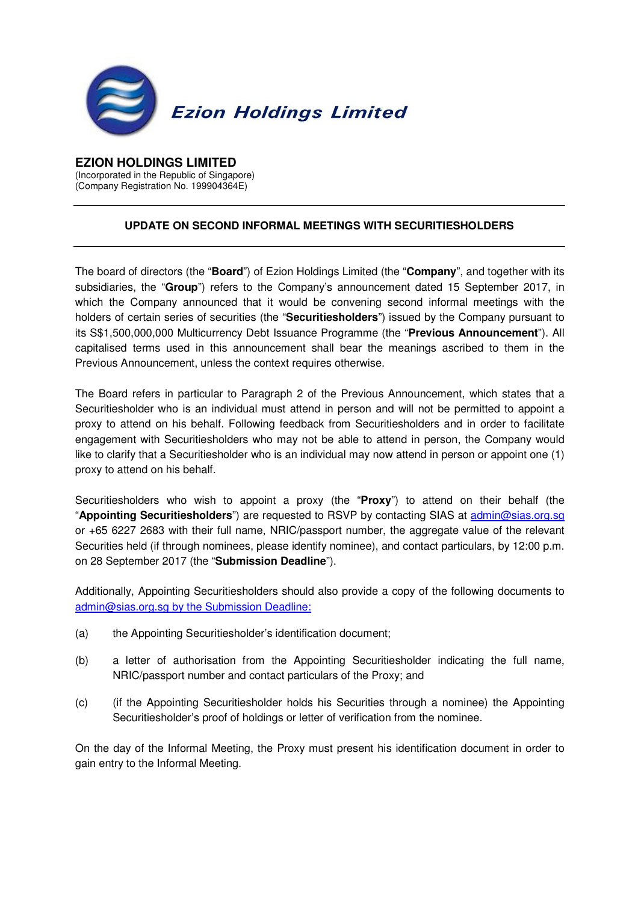Ezion Holdings Limited

# EZION HOLDINGS LIMITED

(Incorporated in the Republic of Singapore)
(Company Registration No. 199904364E)

---

## UPDATE ON SECOND INFORMAL MEETINGS WITH SECURITIESHOLDERS

---

The board of directors (the "**Board**") of Ezion Holdings Limited (the "**Company**", and together with its subsidiaries, the "**Group**") refers to the Company's announcement dated 15 September 2017, in which the Company announced that it would be convening second informal meetings with the holders of certain series of securities (the "**Securitiesholders**") issued by the Company pursuant to its S$1,500,000,000 Multicurrency Debt Issuance Programme (the "**Previous Announcement**"). All capitalised terms used in this announcement shall bear the meanings ascribed to them in the Previous Announcement, unless the context requires otherwise.

The Board refers in particular to Paragraph 2 of the Previous Announcement, which states that a Securitiesholder who is an individual must attend in person and will not be permitted to appoint a proxy to attend on his behalf. Following feedback from Securitiesholders and in order to facilitate engagement with Securitiesholders who may not be able to attend in person, the Company would like to clarify that a Securitiesholder who is an individual may now attend in person or appoint one (1) proxy to attend on his behalf.

Securitiesholders who wish to appoint a proxy (the "**Proxy**") to attend on their behalf (the "**Appointing Securitiesholders**") are requested to RSVP by contacting SIAS at admin@sias.org.sg or +65 6227 2683 with their full name, NRIC/passport number, the aggregate value of the relevant Securities held (if through nominees, please identify nominee), and contact particulars, by 12:00 p.m. on 28 September 2017 (the "**Submission Deadline**").

Additionally, Appointing Securitiesholders should also provide a copy of the following documents to admin@sias.org.sg by the Submission Deadline:

(a) the Appointing Securitiesholder's identification document;

(b) a letter of authorisation from the Appointing Securitiesholder indicating the full name, NRIC/passport number and contact particulars of the Proxy; and

(c) (if the Appointing Securitiesholder holds his Securities through a nominee) the Appointing Securitiesholder's proof of holdings or letter of verification from the nominee.

On the day of the Informal Meeting, the Proxy must present his identification document in order to gain entry to the Informal Meeting.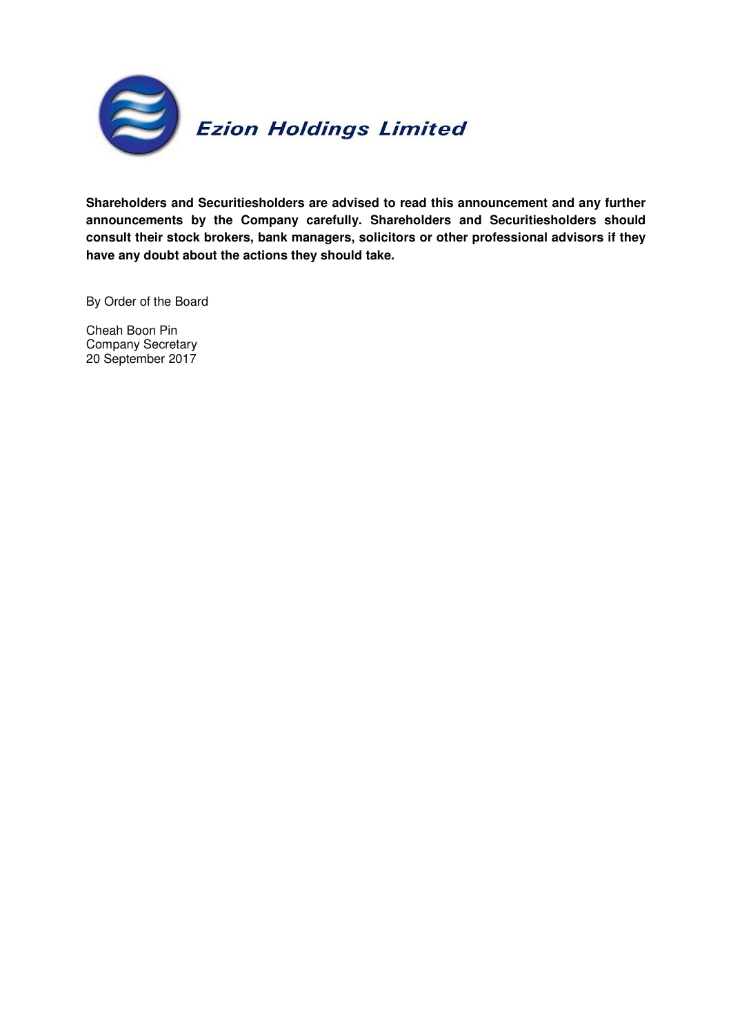Ezion Holdings Limited

**Shareholders and Securitiesholders are advised to read this announcement and any further announcements by the Company carefully. Shareholders and Securitiesholders should consult their stock brokers, bank managers, solicitors or other professional advisors if they have any doubt about the actions they should take.**

By Order of the Board

Cheah Boon Pin
Company Secretary
20 September 2017